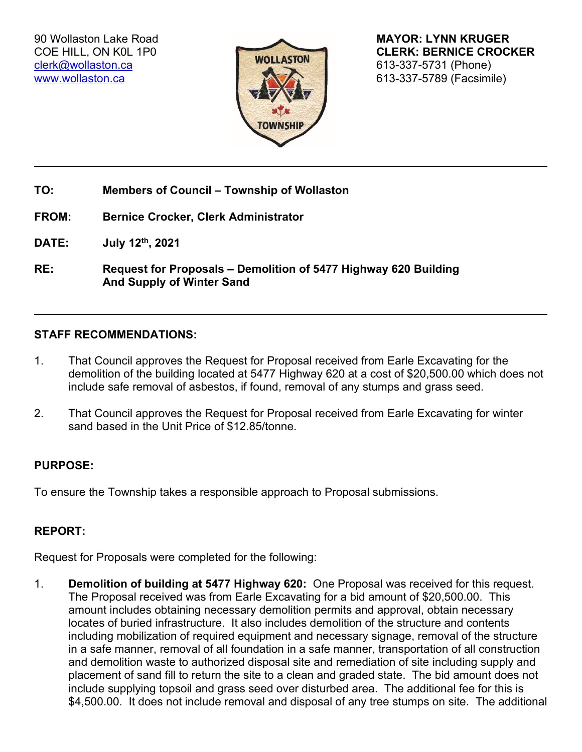90 Wollaston Lake Road
COE HILL, ON K0L 1P0
clerk@wollaston.ca
www.wollaston.ca

**MAYOR: LYNN KRUGER**
**CLERK: BERNICE CROCKER**
613-337-5731 (Phone)
613-337-5789 (Facsimile)

---

**TO:** **Members of Council – Township of Wollaston**

**FROM:** **Bernice Crocker, Clerk Administrator**

**DATE:** **July 12th, 2021**

**RE:** **Request for Proposals – Demolition of 5477 Highway 620 Building And Supply of Winter Sand**

---

**STAFF RECOMMENDATIONS:**

1. That Council approves the Request for Proposal received from Earle Excavating for the demolition of the building located at 5477 Highway 620 at a cost of $20,500.00 which does not include safe removal of asbestos, if found, removal of any stumps and grass seed.

2. That Council approves the Request for Proposal received from Earle Excavating for winter sand based in the Unit Price of $12.85/tonne.

**PURPOSE:**

To ensure the Township takes a responsible approach to Proposal submissions.

**REPORT:**

Request for Proposals were completed for the following:

1. **Demolition of building at 5477 Highway 620:** One Proposal was received for this request. The Proposal received was from Earle Excavating for a bid amount of $20,500.00. This amount includes obtaining necessary demolition permits and approval, obtain necessary locates of buried infrastructure. It also includes demolition of the structure and contents including mobilization of required equipment and necessary signage, removal of the structure in a safe manner, removal of all foundation in a safe manner, transportation of all construction and demolition waste to authorized disposal site and remediation of site including supply and placement of sand fill to return the site to a clean and graded state. The bid amount does not include supplying topsoil and grass seed over disturbed area. The additional fee for this is $4,500.00. It does not include removal and disposal of any tree stumps on site. The additional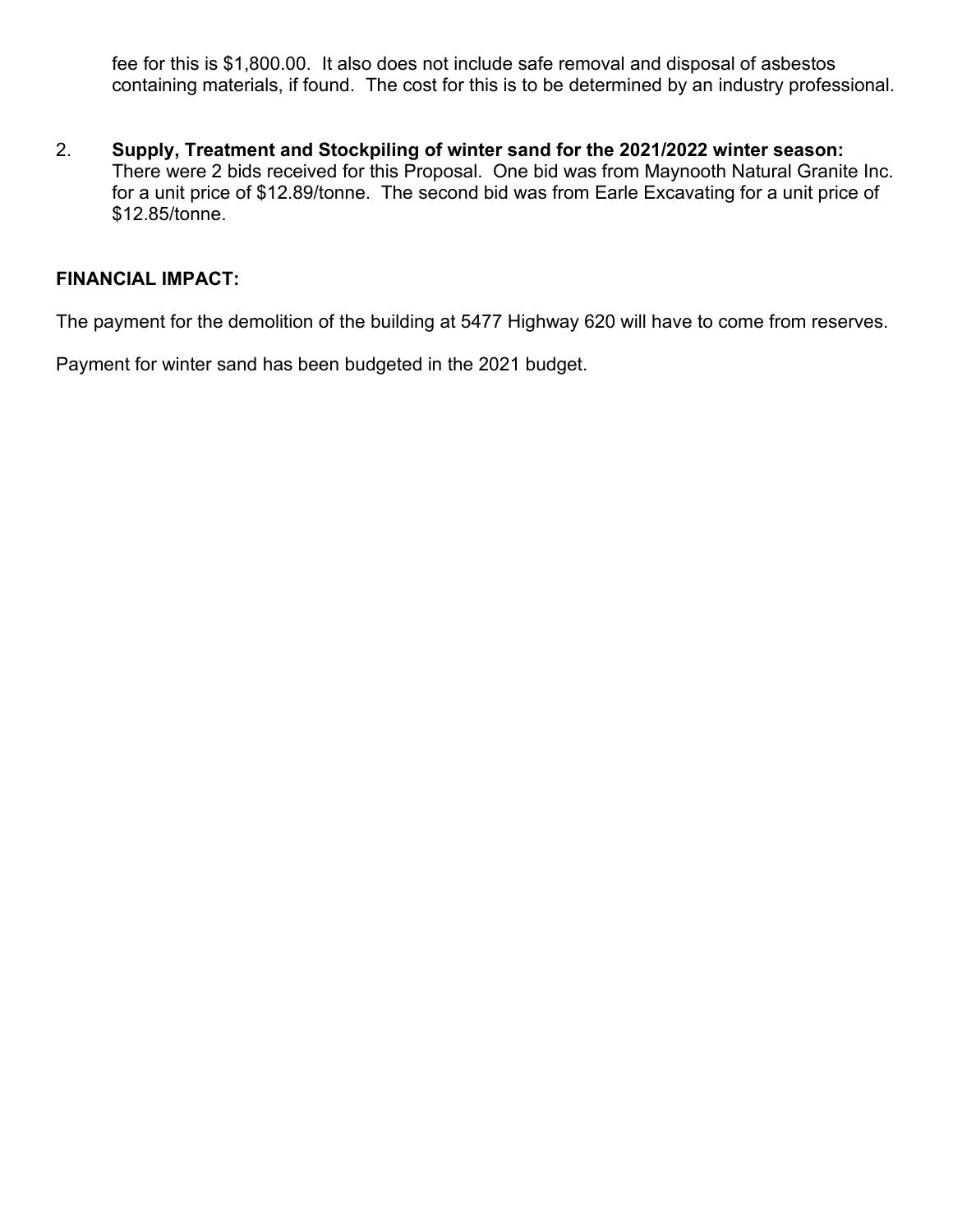fee for this is $1,800.00. It also does not include safe removal and disposal of asbestos containing materials, if found. The cost for this is to be determined by an industry professional.

2. **Supply, Treatment and Stockpiling of winter sand for the 2021/2022 winter season:** There were 2 bids received for this Proposal. One bid was from Maynooth Natural Granite Inc. for a unit price of $12.89/tonne. The second bid was from Earle Excavating for a unit price of $12.85/tonne.

**FINANCIAL IMPACT:**

The payment for the demolition of the building at 5477 Highway 620 will have to come from reserves.

Payment for winter sand has been budgeted in the 2021 budget.